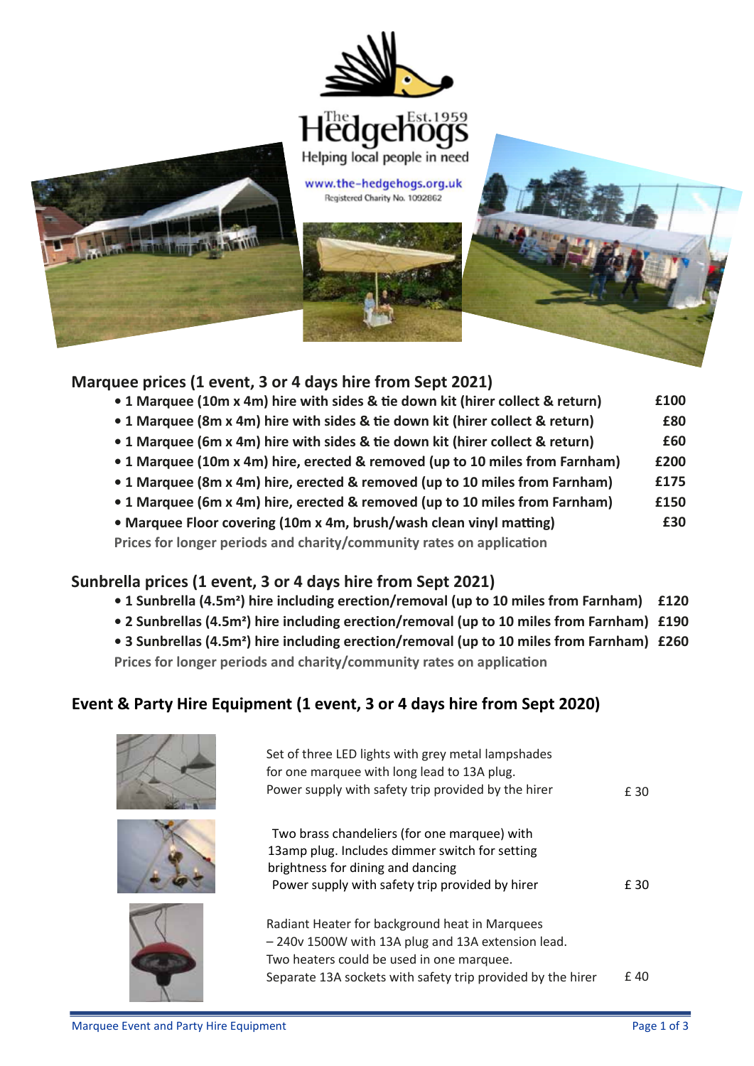The Hedgehogs Est.1959

Helping local people in need

www.the-hedgehogs.org.uk

Registered Charity No. 1092862

## Marquee prices (1 event, 3 or 4 days hire from Sept 2021)

| Item | Price |
|---|---|
| • 1 Marquee (10m x 4m) hire with sides & tie down kit (hirer collect & return) | £100 |
| • 1 Marquee (8m x 4m) hire with sides & tie down kit (hirer collect & return) | £80 |
| • 1 Marquee (6m x 4m) hire with sides & tie down kit (hirer collect & return) | £60 |
| • 1 Marquee (10m x 4m) hire, erected & removed (up to 10 miles from Farnham) | £200 |
| • 1 Marquee (8m x 4m) hire, erected & removed (up to 10 miles from Farnham) | £175 |
| • 1 Marquee (6m x 4m) hire, erected & removed (up to 10 miles from Farnham) | £150 |
| • Marquee Floor covering (10m x 4m, brush/wash clean vinyl matting) | £30 |

Prices for longer periods and charity/community rates on application

## Sunbrella prices (1 event, 3 or 4 days hire from Sept 2021)

| Item | Price |
|---|---|
| • 1 Sunbrella (4.5m²) hire including erection/removal (up to 10 miles from Farnham) | £120 |
| • 2 Sunbrellas (4.5m²) hire including erection/removal (up to 10 miles from Farnham) | £190 |
| • 3 Sunbrellas (4.5m²) hire including erection/removal (up to 10 miles from Farnham) | £260 |

Prices for longer periods and charity/community rates on application

## Event & Party Hire Equipment (1 event, 3 or 4 days hire from Sept 2020)

| Item | Price |
|---|---|
| Set of three LED lights with grey metal lampshades for one marquee with long lead to 13A plug. Power supply with safety trip provided by the hirer | £ 30 |
| Two brass chandeliers (for one marquee) with 13amp plug. Includes dimmer switch for setting brightness for dining and dancing. Power supply with safety trip provided by hirer | £ 30 |
| Radiant Heater for background heat in Marquees – 240v 1500W with 13A plug and 13A extension lead. Two heaters could be used in one marquee. Separate 13A sockets with safety trip provided by the hirer | £ 40 |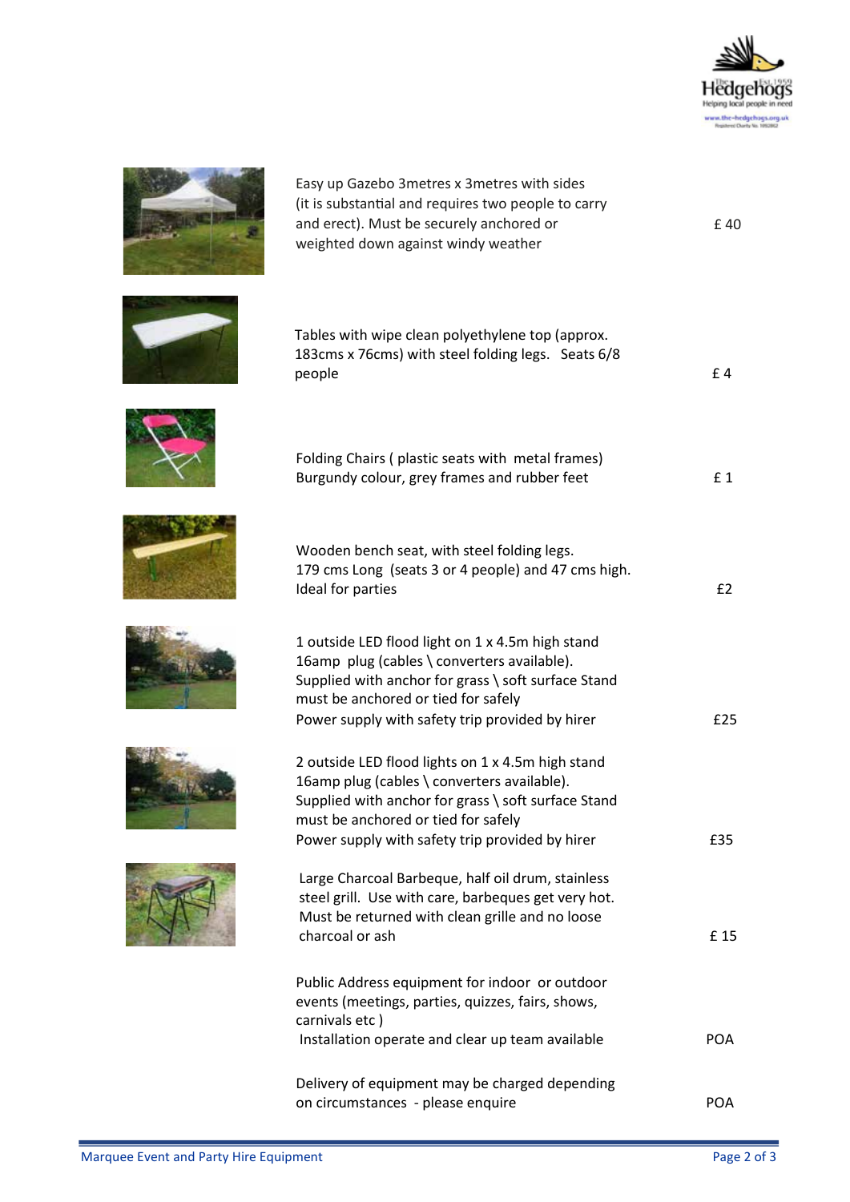| Item | Price |
|---|---|
| Easy up Gazebo 3metres x 3metres with sides (it is substantial and requires two people to carry and erect). Must be securely anchored or weighted down against windy weather | £ 40 |
| Tables with wipe clean polyethylene top (approx. 183cms x 76cms) with steel folding legs. Seats 6/8 people | £ 4 |
| Folding Chairs ( plastic seats with metal frames) Burgundy colour, grey frames and rubber feet | £ 1 |
| Wooden bench seat, with steel folding legs. 179 cms Long (seats 3 or 4 people) and 47 cms high. Ideal for parties | £2 |
| 1 outside LED flood light on 1 x 4.5m high stand 16amp plug (cables \ converters available). Supplied with anchor for grass \ soft surface Stand must be anchored or tied for safely. Power supply with safety trip provided by hirer | £25 |
| 2 outside LED flood lights on 1 x 4.5m high stand 16amp plug (cables \ converters available). Supplied with anchor for grass \ soft surface Stand must be anchored or tied for safely. Power supply with safety trip provided by hirer | £35 |
| Large Charcoal Barbeque, half oil drum, stainless steel grill. Use with care, barbeques get very hot. Must be returned with clean grille and no loose charcoal or ash | £ 15 |
| Public Address equipment for indoor or outdoor events (meetings, parties, quizzes, fairs, shows, carnivals etc ) Installation operate and clear up team available | POA |
| Delivery of equipment may be charged depending on circumstances - please enquire | POA |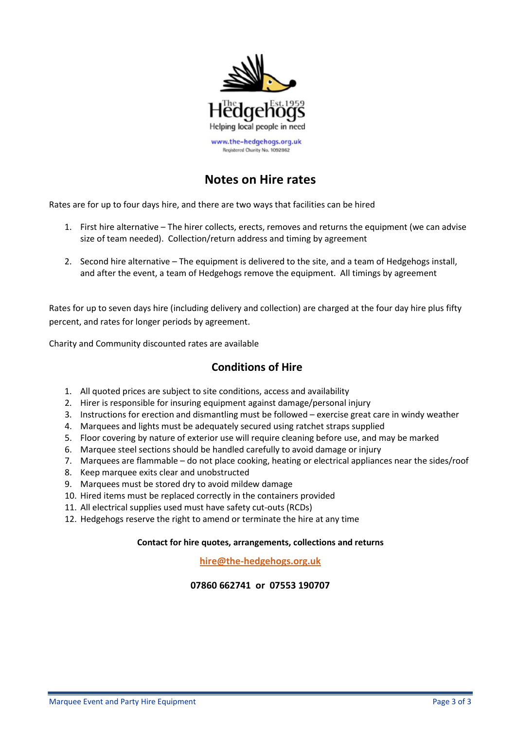The Hedgehogs Est. 1959

Helping local people in need

www.the-hedgehogs.org.uk

Registered Charity No. 1092862

## Notes on Hire rates

Rates are for up to four days hire, and there are two ways that facilities can be hired

1. First hire alternative – The hirer collects, erects, removes and returns the equipment (we can advise size of team needed). Collection/return address and timing by agreement

2. Second hire alternative – The equipment is delivered to the site, and a team of Hedgehogs install, and after the event, a team of Hedgehogs remove the equipment. All timings by agreement

Rates for up to seven days hire (including delivery and collection) are charged at the four day hire plus fifty percent, and rates for longer periods by agreement.

Charity and Community discounted rates are available

## Conditions of Hire

1. All quoted prices are subject to site conditions, access and availability
2. Hirer is responsible for insuring equipment against damage/personal injury
3. Instructions for erection and dismantling must be followed – exercise great care in windy weather
4. Marquees and lights must be adequately secured using ratchet straps supplied
5. Floor covering by nature of exterior use will require cleaning before use, and may be marked
6. Marquee steel sections should be handled carefully to avoid damage or injury
7. Marquees are flammable – do not place cooking, heating or electrical appliances near the sides/roof
8. Keep marquee exits clear and unobstructed
9. Marquees must be stored dry to avoid mildew damage
10. Hired items must be replaced correctly in the containers provided
11. All electrical supplies used must have safety cut-outs (RCDs)
12. Hedgehogs reserve the right to amend or terminate the hire at any time

**Contact for hire quotes, arrangements, collections and returns**

hire@the-hedgehogs.org.uk

**07860 662741 or 07553 190707**